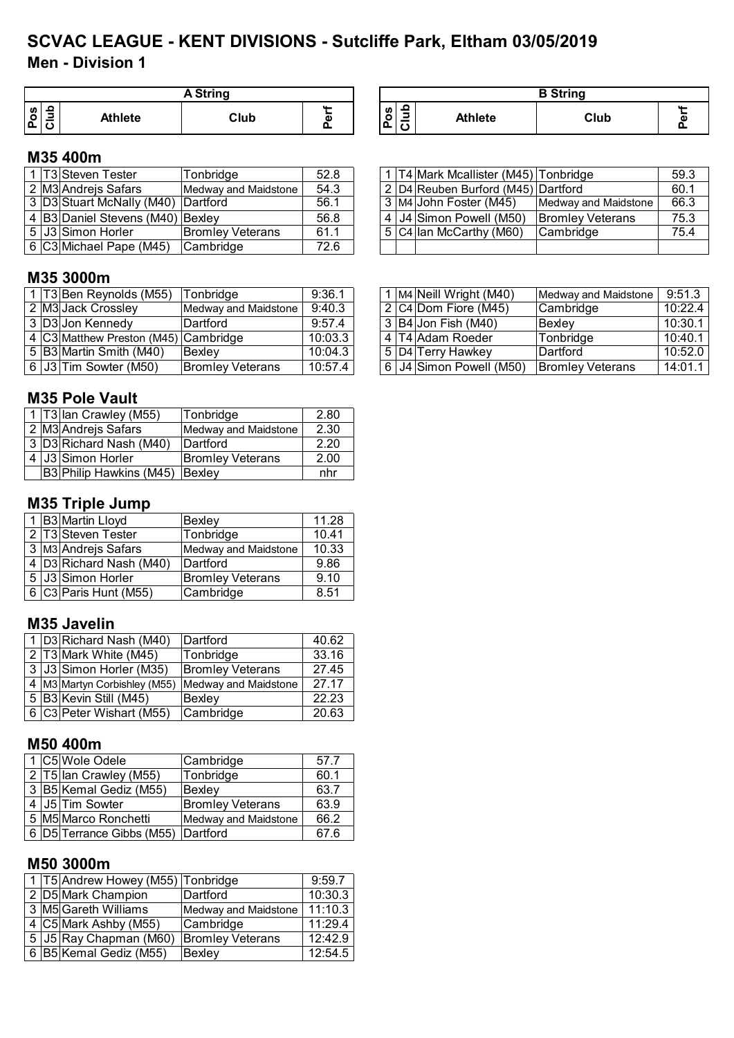# SCVAC LEAGUE - KENT DIVISIONS - Sutcliffe Park, Eltham 03/05/2019

## Men - Division 1

### M35 400m

**A String**

| Pos | Club | Athlete | Club | Perf |
|---|---|---|---|---|
| 1 | T3 | Steven Tester | Tonbridge | 52.8 |
| 2 | M3 | Andrejs Safars | Medway and Maidstone | 54.3 |
| 3 | D3 | Stuart McNally (M40) | Dartford | 56.1 |
| 4 | B3 | Daniel Stevens (M40) | Bexley | 56.8 |
| 5 | J3 | Simon Horler | Bromley Veterans | 61.1 |
| 6 | C3 | Michael Pape (M45) | Cambridge | 72.6 |

**B String**

| Pos | Club | Athlete | Club | Perf |
|---|---|---|---|---|
| 1 | T4 | Mark Mcallister (M45) | Tonbridge | 59.3 |
| 2 | D4 | Reuben Burford (M45) | Dartford | 60.1 |
| 3 | M4 | John Foster (M45) | Medway and Maidstone | 66.3 |
| 4 | J4 | Simon Powell (M50) | Bromley Veterans | 75.3 |
| 5 | C4 | Ian McCarthy (M60) | Cambridge | 75.4 |

### M35 3000m

**A String**

| Pos | Club | Athlete | Club | Perf |
|---|---|---|---|---|
| 1 | T3 | Ben Reynolds (M55) | Tonbridge | 9:36.1 |
| 2 | M3 | Jack Crossley | Medway and Maidstone | 9:40.3 |
| 3 | D3 | Jon Kennedy | Dartford | 9:57.4 |
| 4 | C3 | Matthew Preston (M45) | Cambridge | 10:03.3 |
| 5 | B3 | Martin Smith (M40) | Bexley | 10:04.3 |
| 6 | J3 | Tim Sowter (M50) | Bromley Veterans | 10:57.4 |

**B String**

| Pos | Club | Athlete | Club | Perf |
|---|---|---|---|---|
| 1 | M4 | Neill Wright (M40) | Medway and Maidstone | 9:51.3 |
| 2 | C4 | Dom Fiore (M45) | Cambridge | 10:22.4 |
| 3 | B4 | Jon Fish (M40) | Bexley | 10:30.1 |
| 4 | T4 | Adam Roeder | Tonbridge | 10:40.1 |
| 5 | D4 | Terry Hawkey | Dartford | 10:52.0 |
| 6 | J4 | Simon Powell (M50) | Bromley Veterans | 14:01.1 |

### M35 Pole Vault

| Pos | Club | Athlete | Club | Perf |
|---|---|---|---|---|
| 1 | T3 | Ian Crawley (M55) | Tonbridge | 2.80 |
| 2 | M3 | Andrejs Safars | Medway and Maidstone | 2.30 |
| 3 | D3 | Richard Nash (M40) | Dartford | 2.20 |
| 4 | J3 | Simon Horler | Bromley Veterans | 2.00 |
| | B3 | Philip Hawkins (M45) | Bexley | nhr |

### M35 Triple Jump

| Pos | Club | Athlete | Club | Perf |
|---|---|---|---|---|
| 1 | B3 | Martin Lloyd | Bexley | 11.28 |
| 2 | T3 | Steven Tester | Tonbridge | 10.41 |
| 3 | M3 | Andrejs Safars | Medway and Maidstone | 10.33 |
| 4 | D3 | Richard Nash (M40) | Dartford | 9.86 |
| 5 | J3 | Simon Horler | Bromley Veterans | 9.10 |
| 6 | C3 | Paris Hunt (M55) | Cambridge | 8.51 |

### M35 Javelin

| Pos | Club | Athlete | Club | Perf |
|---|---|---|---|---|
| 1 | D3 | Richard Nash (M40) | Dartford | 40.62 |
| 2 | T3 | Mark White (M45) | Tonbridge | 33.16 |
| 3 | J3 | Simon Horler (M35) | Bromley Veterans | 27.45 |
| 4 | M3 | Martyn Corbishley (M55) | Medway and Maidstone | 27.17 |
| 5 | B3 | Kevin Still (M45) | Bexley | 22.23 |
| 6 | C3 | Peter Wishart (M55) | Cambridge | 20.63 |

### M50 400m

| Pos | Club | Athlete | Club | Perf |
|---|---|---|---|---|
| 1 | C5 | Wole Odele | Cambridge | 57.7 |
| 2 | T5 | Ian Crawley (M55) | Tonbridge | 60.1 |
| 3 | B5 | Kemal Gediz (M55) | Bexley | 63.7 |
| 4 | J5 | Tim Sowter | Bromley Veterans | 63.9 |
| 5 | M5 | Marco Ronchetti | Medway and Maidstone | 66.2 |
| 6 | D5 | Terrance Gibbs (M55) | Dartford | 67.6 |

### M50 3000m

| Pos | Club | Athlete | Club | Perf |
|---|---|---|---|---|
| 1 | T5 | Andrew Howey (M55) | Tonbridge | 9:59.7 |
| 2 | D5 | Mark Champion | Dartford | 10:30.3 |
| 3 | M5 | Gareth Williams | Medway and Maidstone | 11:10.3 |
| 4 | C5 | Mark Ashby (M55) | Cambridge | 11:29.4 |
| 5 | J5 | Ray Chapman (M60) | Bromley Veterans | 12:42.9 |
| 6 | B5 | Kemal Gediz (M55) | Bexley | 12:54.5 |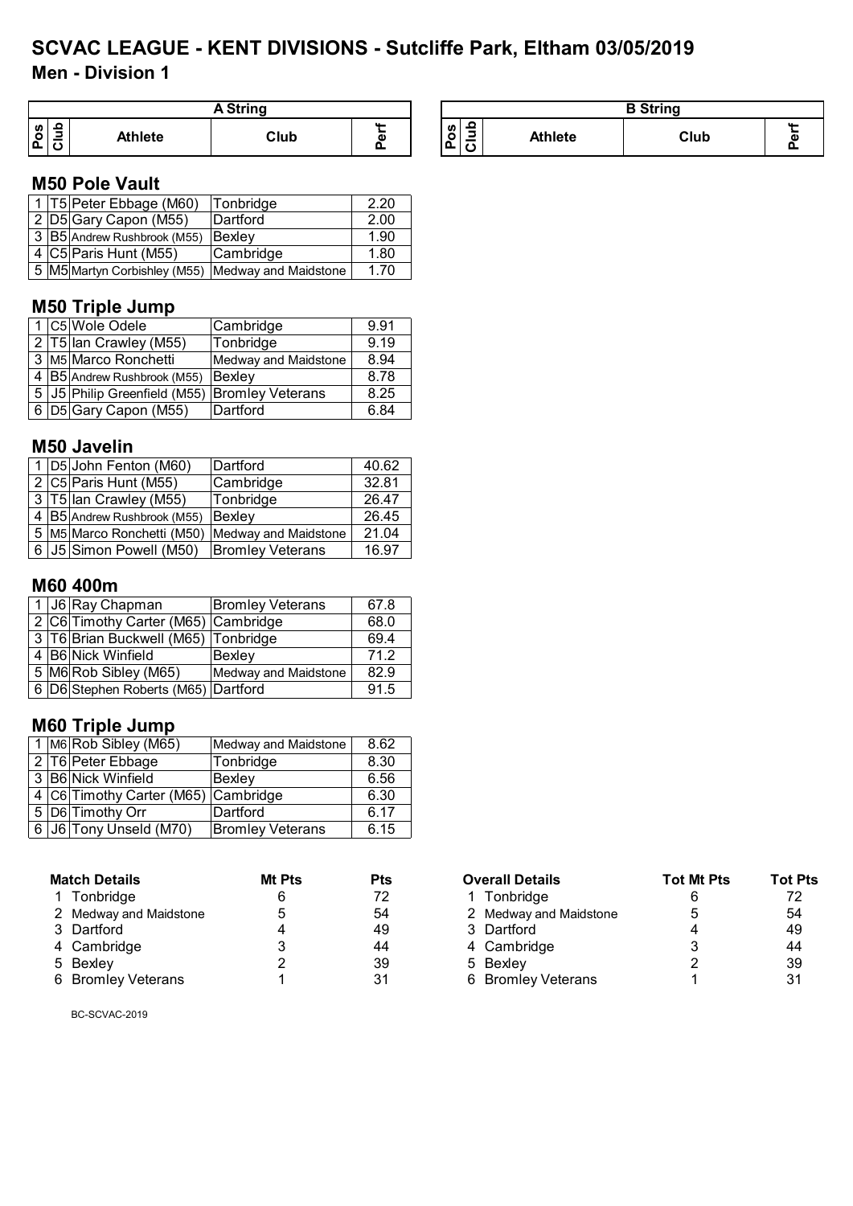# SCVAC LEAGUE - KENT DIVISIONS - Sutcliffe Park, Eltham 03/05/2019

## Men - Division 1

| A String | | | | | B String | | | | |
|---|---|---|---|---|---|---|---|---|---|
| Pos | Club | Athlete | Club | Perf | Pos | Club | Athlete | Club | Perf |

### M50 Pole Vault

| Pos | Club | Athlete | Club | Perf |
|---|---|---|---|---|
| 1 | T5 | Peter Ebbage (M60) | Tonbridge | 2.20 |
| 2 | D5 | Gary Capon (M55) | Dartford | 2.00 |
| 3 | B5 | Andrew Rushbrook (M55) | Bexley | 1.90 |
| 4 | C5 | Paris Hunt (M55) | Cambridge | 1.80 |
| 5 | M5 | Martyn Corbishley (M55) | Medway and Maidstone | 1.70 |

### M50 Triple Jump

| Pos | Club | Athlete | Club | Perf |
|---|---|---|---|---|
| 1 | C5 | Wole Odele | Cambridge | 9.91 |
| 2 | T5 | Ian Crawley (M55) | Tonbridge | 9.19 |
| 3 | M5 | Marco Ronchetti | Medway and Maidstone | 8.94 |
| 4 | B5 | Andrew Rushbrook (M55) | Bexley | 8.78 |
| 5 | J5 | Philip Greenfield (M55) | Bromley Veterans | 8.25 |
| 6 | D5 | Gary Capon (M55) | Dartford | 6.84 |

### M50 Javelin

| Pos | Club | Athlete | Club | Perf |
|---|---|---|---|---|
| 1 | D5 | John Fenton (M60) | Dartford | 40.62 |
| 2 | C5 | Paris Hunt (M55) | Cambridge | 32.81 |
| 3 | T5 | Ian Crawley (M55) | Tonbridge | 26.47 |
| 4 | B5 | Andrew Rushbrook (M55) | Bexley | 26.45 |
| 5 | M5 | Marco Ronchetti (M50) | Medway and Maidstone | 21.04 |
| 6 | J5 | Simon Powell (M50) | Bromley Veterans | 16.97 |

### M60 400m

| Pos | Club | Athlete | Club | Perf |
|---|---|---|---|---|
| 1 | J6 | Ray Chapman | Bromley Veterans | 67.8 |
| 2 | C6 | Timothy Carter (M65) | Cambridge | 68.0 |
| 3 | T6 | Brian Buckwell (M65) | Tonbridge | 69.4 |
| 4 | B6 | Nick Winfield | Bexley | 71.2 |
| 5 | M6 | Rob Sibley (M65) | Medway and Maidstone | 82.9 |
| 6 | D6 | Stephen Roberts (M65) | Dartford | 91.5 |

### M60 Triple Jump

| Pos | Club | Athlete | Club | Perf |
|---|---|---|---|---|
| 1 | M6 | Rob Sibley (M65) | Medway and Maidstone | 8.62 |
| 2 | T6 | Peter Ebbage | Tonbridge | 8.30 |
| 3 | B6 | Nick Winfield | Bexley | 6.56 |
| 4 | C6 | Timothy Carter (M65) | Cambridge | 6.30 |
| 5 | D6 | Timothy Orr | Dartford | 6.17 |
| 6 | J6 | Tony Unseld (M70) | Bromley Veterans | 6.15 |

| Match Details | Mt Pts | Pts | Overall Details | Tot Mt Pts | Tot Pts |
|---|---|---|---|---|---|
| 1 Tonbridge | 6 | 72 | 1 Tonbridge | 6 | 72 |
| 2 Medway and Maidstone | 5 | 54 | 2 Medway and Maidstone | 5 | 54 |
| 3 Dartford | 4 | 49 | 3 Dartford | 4 | 49 |
| 4 Cambridge | 3 | 44 | 4 Cambridge | 3 | 44 |
| 5 Bexley | 2 | 39 | 5 Bexley | 2 | 39 |
| 6 Bromley Veterans | 1 | 31 | 6 Bromley Veterans | 1 | 31 |

BC-SCVAC-2019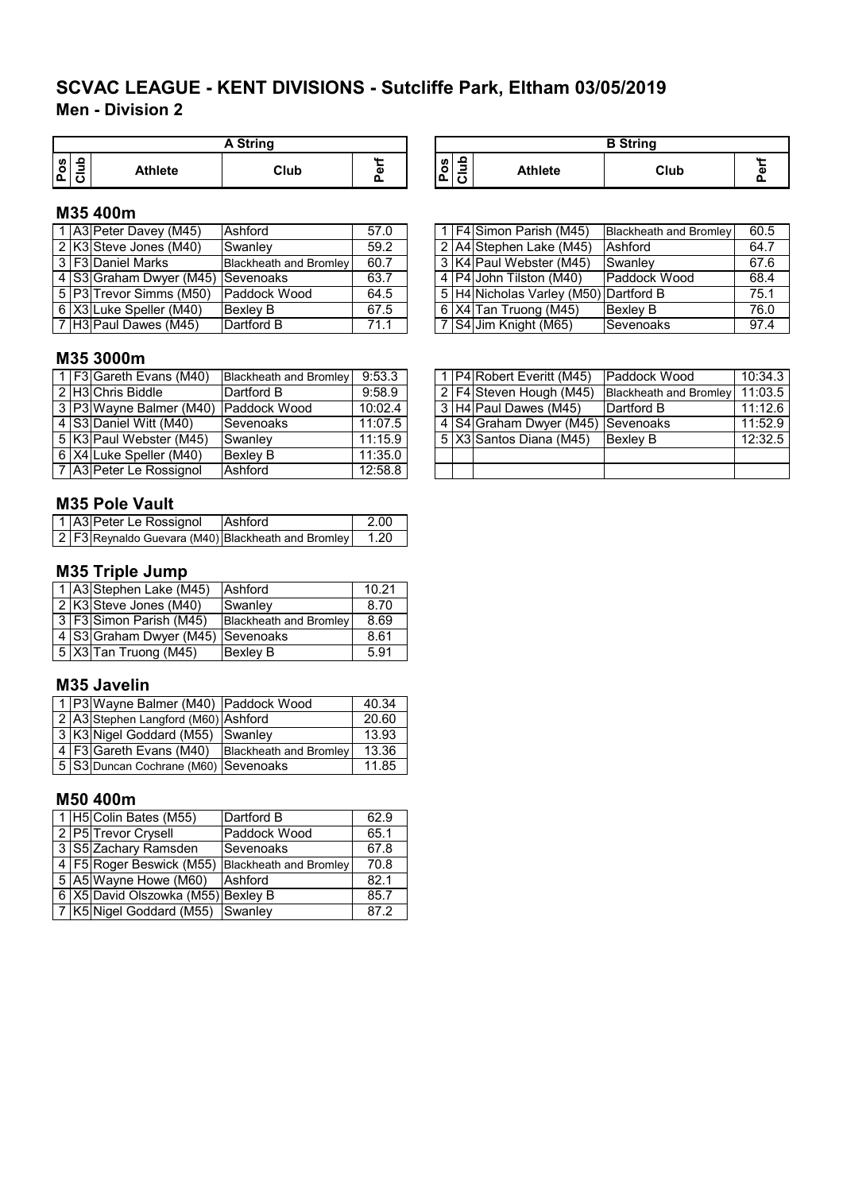# SCVAC LEAGUE - KENT DIVISIONS - Sutcliffe Park, Eltham 03/05/2019

## Men - Division 2

### M35 400m

**A String**

| Pos | Club | Athlete | Club | Perf |
|---|---|---|---|---|
| 1 | A3 | Peter Davey (M45) | Ashford | 57.0 |
| 2 | K3 | Steve Jones (M40) | Swanley | 59.2 |
| 3 | F3 | Daniel Marks | Blackheath and Bromley | 60.7 |
| 4 | S3 | Graham Dwyer (M45) | Sevenoaks | 63.7 |
| 5 | P3 | Trevor Simms (M50) | Paddock Wood | 64.5 |
| 6 | X3 | Luke Speller (M40) | Bexley B | 67.5 |
| 7 | H3 | Paul Dawes (M45) | Dartford B | 71.1 |

**B String**

| Pos | Club | Athlete | Club | Perf |
|---|---|---|---|---|
| 1 | F4 | Simon Parish (M45) | Blackheath and Bromley | 60.5 |
| 2 | A4 | Stephen Lake (M45) | Ashford | 64.7 |
| 3 | K4 | Paul Webster (M45) | Swanley | 67.6 |
| 4 | P4 | John Tilston (M40) | Paddock Wood | 68.4 |
| 5 | H4 | Nicholas Varley (M50) | Dartford B | 75.1 |
| 6 | X4 | Tan Truong (M45) | Bexley B | 76.0 |
| 7 | S4 | Jim Knight (M65) | Sevenoaks | 97.4 |

### M35 3000m

**A String**

| Pos | Club | Athlete | Club | Perf |
|---|---|---|---|---|
| 1 | F3 | Gareth Evans (M40) | Blackheath and Bromley | 9:53.3 |
| 2 | H3 | Chris Biddle | Dartford B | 9:58.9 |
| 3 | P3 | Wayne Balmer (M40) | Paddock Wood | 10:02.4 |
| 4 | S3 | Daniel Witt (M40) | Sevenoaks | 11:07.5 |
| 5 | K3 | Paul Webster (M45) | Swanley | 11:15.9 |
| 6 | X4 | Luke Speller (M40) | Bexley B | 11:35.0 |
| 7 | A3 | Peter Le Rossignol | Ashford | 12:58.8 |

**B String**

| Pos | Club | Athlete | Club | Perf |
|---|---|---|---|---|
| 1 | P4 | Robert Everitt (M45) | Paddock Wood | 10:34.3 |
| 2 | F4 | Steven Hough (M45) | Blackheath and Bromley | 11:03.5 |
| 3 | H4 | Paul Dawes (M45) | Dartford B | 11:12.6 |
| 4 | S4 | Graham Dwyer (M45) | Sevenoaks | 11:52.9 |
| 5 | X3 | Santos Diana (M45) | Bexley B | 12:32.5 |

### M35 Pole Vault

| Pos | Club | Athlete | Club | Perf |
|---|---|---|---|---|
| 1 | A3 | Peter Le Rossignol | Ashford | 2.00 |
| 2 | F3 | Reynaldo Guevara (M40) | Blackheath and Bromley | 1.20 |

### M35 Triple Jump

| Pos | Club | Athlete | Club | Perf |
|---|---|---|---|---|
| 1 | A3 | Stephen Lake (M45) | Ashford | 10.21 |
| 2 | K3 | Steve Jones (M40) | Swanley | 8.70 |
| 3 | F3 | Simon Parish (M45) | Blackheath and Bromley | 8.69 |
| 4 | S3 | Graham Dwyer (M45) | Sevenoaks | 8.61 |
| 5 | X3 | Tan Truong (M45) | Bexley B | 5.91 |

### M35 Javelin

| Pos | Club | Athlete | Club | Perf |
|---|---|---|---|---|
| 1 | P3 | Wayne Balmer (M40) | Paddock Wood | 40.34 |
| 2 | A3 | Stephen Langford (M60) | Ashford | 20.60 |
| 3 | K3 | Nigel Goddard (M55) | Swanley | 13.93 |
| 4 | F3 | Gareth Evans (M40) | Blackheath and Bromley | 13.36 |
| 5 | S3 | Duncan Cochrane (M60) | Sevenoaks | 11.85 |

### M50 400m

| Pos | Club | Athlete | Club | Perf |
|---|---|---|---|---|
| 1 | H5 | Colin Bates (M55) | Dartford B | 62.9 |
| 2 | P5 | Trevor Crysell | Paddock Wood | 65.1 |
| 3 | S5 | Zachary Ramsden | Sevenoaks | 67.8 |
| 4 | F5 | Roger Beswick (M55) | Blackheath and Bromley | 70.8 |
| 5 | A5 | Wayne Howe (M60) | Ashford | 82.1 |
| 6 | X5 | David Olszowka (M55) | Bexley B | 85.7 |
| 7 | K5 | Nigel Goddard (M55) | Swanley | 87.2 |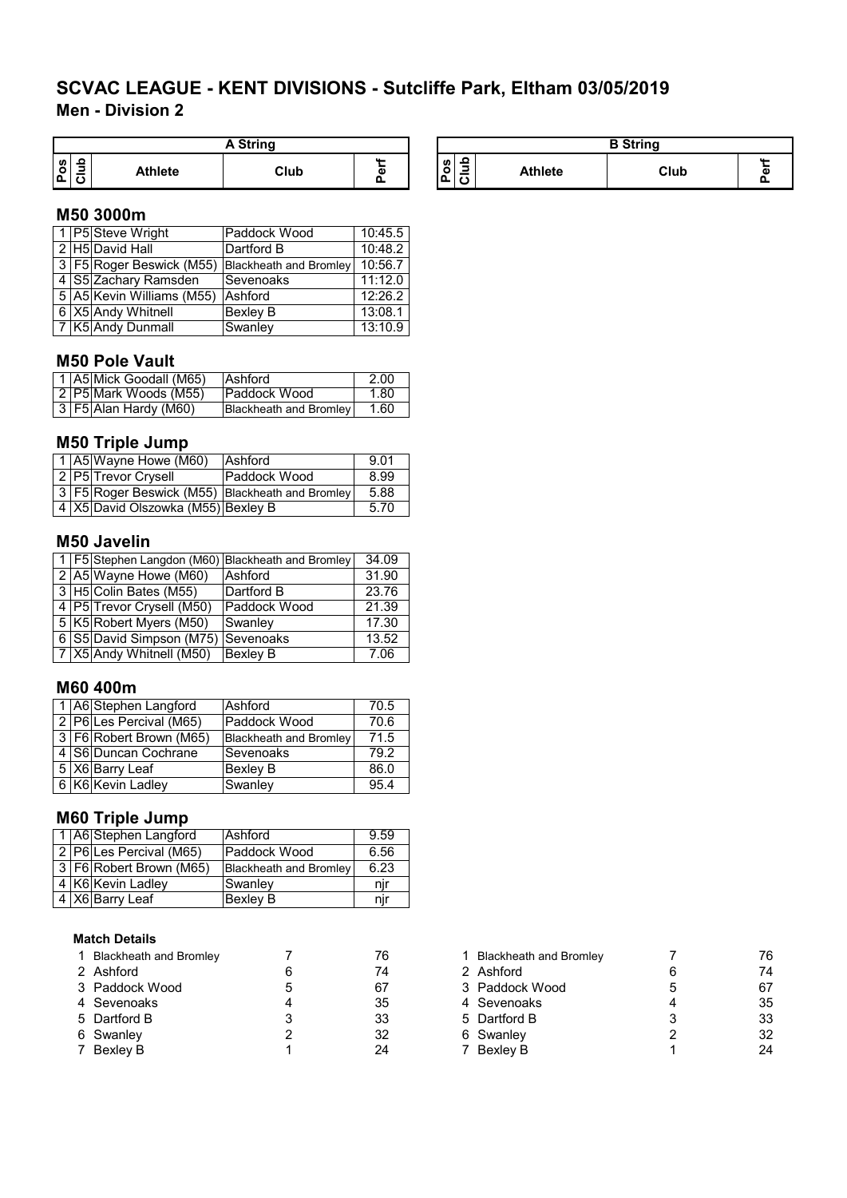## SCVAC LEAGUE - KENT DIVISIONS - Sutcliffe Park, Eltham 03/05/2019

### Men - Division 2

| A String | | | | | | B String | | | | |
|---|---|---|---|---|---|---|---|---|---|---|
| Pos | Club | Athlete | Club | Perf | | Pos | Club | Athlete | Club | Perf |

#### M50 3000m

| Pos | Club | Athlete | Club | Perf |
|---|---|---|---|---|
| 1 | P5 | Steve Wright | Paddock Wood | 10:45.5 |
| 2 | H5 | David Hall | Dartford B | 10:48.2 |
| 3 | F5 | Roger Beswick (M55) | Blackheath and Bromley | 10:56.7 |
| 4 | S5 | Zachary Ramsden | Sevenoaks | 11:12.0 |
| 5 | A5 | Kevin Williams (M55) | Ashford | 12:26.2 |
| 6 | X5 | Andy Whitnell | Bexley B | 13:08.1 |
| 7 | K5 | Andy Dunmall | Swanley | 13:10.9 |

#### M50 Pole Vault

| Pos | Club | Athlete | Club | Perf |
|---|---|---|---|---|
| 1 | A5 | Mick Goodall (M65) | Ashford | 2.00 |
| 2 | P5 | Mark Woods (M55) | Paddock Wood | 1.80 |
| 3 | F5 | Alan Hardy (M60) | Blackheath and Bromley | 1.60 |

#### M50 Triple Jump

| Pos | Club | Athlete | Club | Perf |
|---|---|---|---|---|
| 1 | A5 | Wayne Howe (M60) | Ashford | 9.01 |
| 2 | P5 | Trevor Crysell | Paddock Wood | 8.99 |
| 3 | F5 | Roger Beswick (M55) | Blackheath and Bromley | 5.88 |
| 4 | X5 | David Olszowka (M55) | Bexley B | 5.70 |

#### M50 Javelin

| Pos | Club | Athlete | Club | Perf |
|---|---|---|---|---|
| 1 | F5 | Stephen Langdon (M60) | Blackheath and Bromley | 34.09 |
| 2 | A5 | Wayne Howe (M60) | Ashford | 31.90 |
| 3 | H5 | Colin Bates (M55) | Dartford B | 23.76 |
| 4 | P5 | Trevor Crysell (M50) | Paddock Wood | 21.39 |
| 5 | K5 | Robert Myers (M50) | Swanley | 17.30 |
| 6 | S5 | David Simpson (M75) | Sevenoaks | 13.52 |
| 7 | X5 | Andy Whitnell (M50) | Bexley B | 7.06 |

#### M60 400m

| Pos | Club | Athlete | Club | Perf |
|---|---|---|---|---|
| 1 | A6 | Stephen Langford | Ashford | 70.5 |
| 2 | P6 | Les Percival (M65) | Paddock Wood | 70.6 |
| 3 | F6 | Robert Brown (M65) | Blackheath and Bromley | 71.5 |
| 4 | S6 | Duncan Cochrane | Sevenoaks | 79.2 |
| 5 | X6 | Barry Leaf | Bexley B | 86.0 |
| 6 | K6 | Kevin Ladley | Swanley | 95.4 |

#### M60 Triple Jump

| Pos | Club | Athlete | Club | Perf |
|---|---|---|---|---|
| 1 | A6 | Stephen Langford | Ashford | 9.59 |
| 2 | P6 | Les Percival (M65) | Paddock Wood | 6.56 |
| 3 | F6 | Robert Brown (M65) | Blackheath and Bromley | 6.23 |
| 4 | K6 | Kevin Ladley | Swanley | njr |
| 4 | X6 | Barry Leaf | Bexley B | njr |

**Match Details**

| Pos | Club | Points | Score | | Pos | Club | Points | Score |
|---|---|---|---|---|---|---|---|---|
| 1 | Blackheath and Bromley | 7 | 76 | | 1 | Blackheath and Bromley | 7 | 76 |
| 2 | Ashford | 6 | 74 | | 2 | Ashford | 6 | 74 |
| 3 | Paddock Wood | 5 | 67 | | 3 | Paddock Wood | 5 | 67 |
| 4 | Sevenoaks | 4 | 35 | | 4 | Sevenoaks | 4 | 35 |
| 5 | Dartford B | 3 | 33 | | 5 | Dartford B | 3 | 33 |
| 6 | Swanley | 2 | 32 | | 6 | Swanley | 2 | 32 |
| 7 | Bexley B | 1 | 24 | | 7 | Bexley B | 1 | 24 |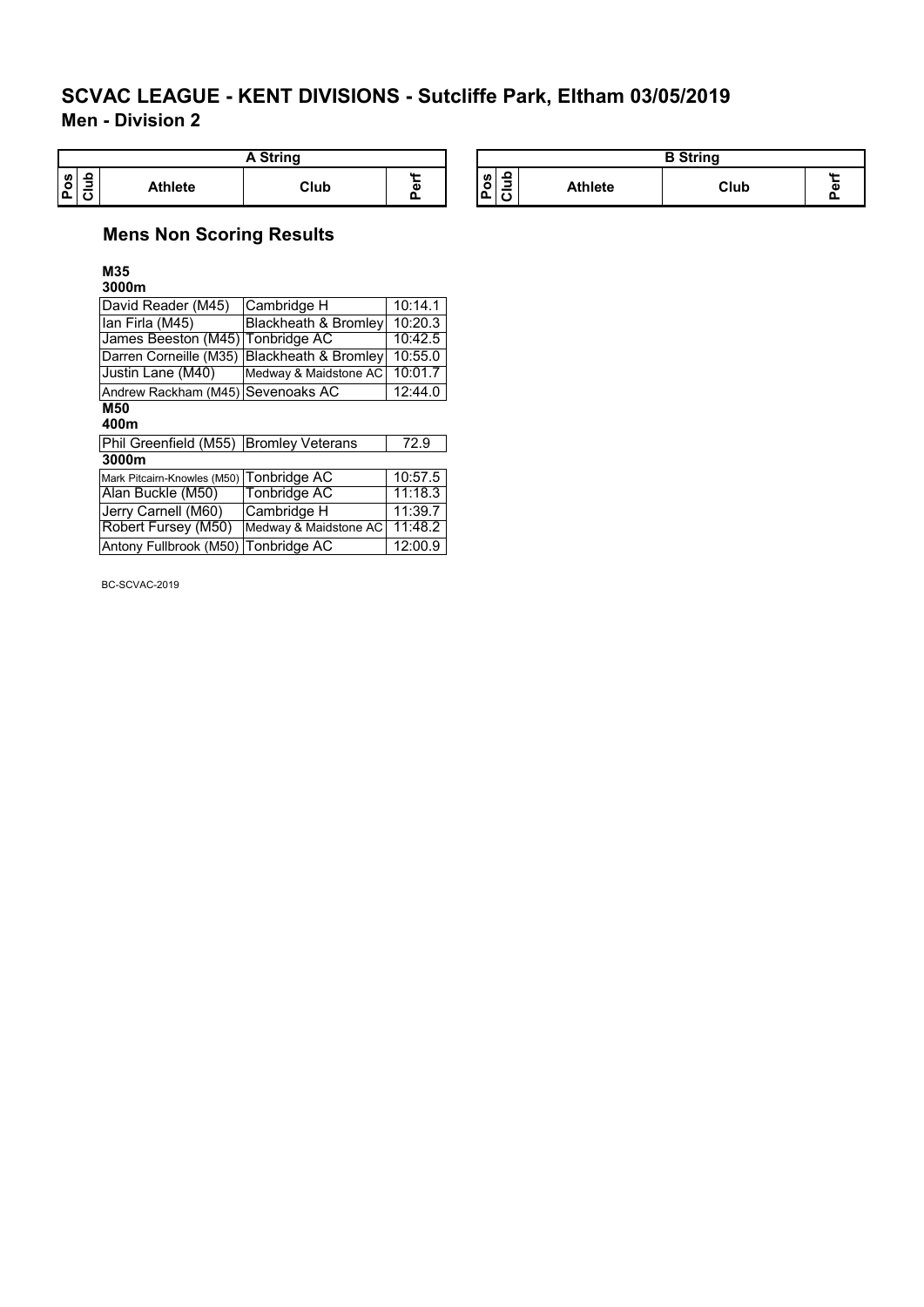# SCVAC LEAGUE - KENT DIVISIONS - Sutcliffe Park, Eltham 03/05/2019

## Men - Division 2

| A String | | | | |
|---|---|---|---|---|
| Pos | Club | Athlete | Club | Perf |

| B String | | | | |
|---|---|---|---|---|
| Pos | Club | Athlete | Club | Perf |

### Mens Non Scoring Results

**M35**

**3000m**

| Athlete | Club | Perf |
|---|---|---|
| David Reader (M45) | Cambridge H | 10:14.1 |
| Ian Firla (M45) | Blackheath & Bromley | 10:20.3 |
| James Beeston (M45) | Tonbridge AC | 10:42.5 |
| Darren Corneille (M35) | Blackheath & Bromley | 10:55.0 |
| Justin Lane (M40) | Medway & Maidstone AC | 10:01.7 |
| Andrew Rackham (M45) | Sevenoaks AC | 12:44.0 |

**M50**

**400m**

| Athlete | Club | Perf |
|---|---|---|
| Phil Greenfield (M55) | Bromley Veterans | 72.9 |

**3000m**

| Athlete | Club | Perf |
|---|---|---|
| Mark Pitcairn-Knowles (M50) | Tonbridge AC | 10:57.5 |
| Alan Buckle (M50) | Tonbridge AC | 11:18.3 |
| Jerry Carnell (M60) | Cambridge H | 11:39.7 |
| Robert Fursey (M50) | Medway & Maidstone AC | 11:48.2 |
| Antony Fullbrook (M50) | Tonbridge AC | 12:00.9 |

BC-SCVAC-2019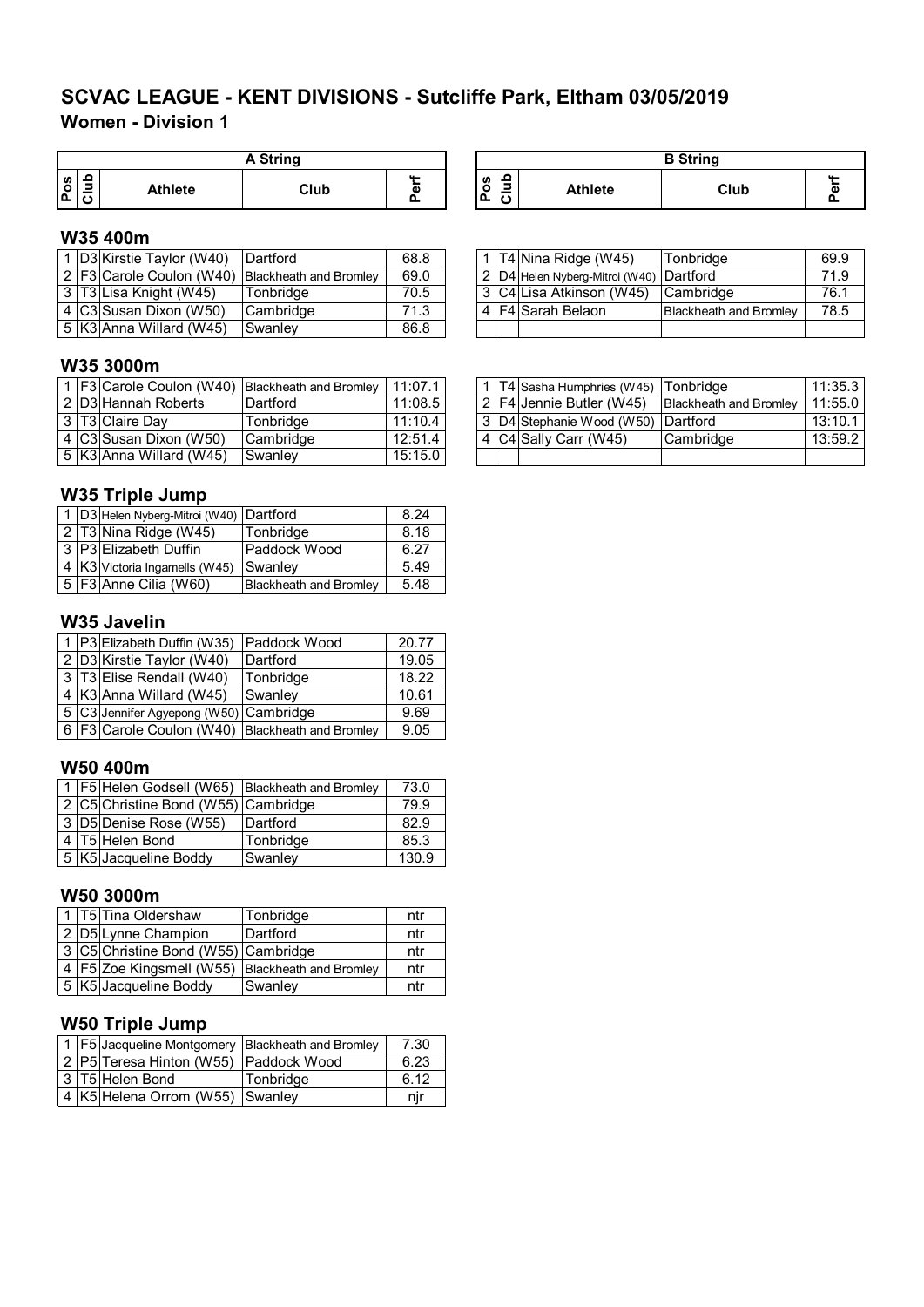# SCVAC LEAGUE - KENT DIVISIONS - Sutcliffe Park, Eltham 03/05/2019

## Women - Division 1

### W35 400m

**A String**

| Pos | Club | Athlete | Club | Perf |
|---|---|---|---|---|
| 1 | D3 | Kirstie Taylor (W40) | Dartford | 68.8 |
| 2 | F3 | Carole Coulon (W40) | Blackheath and Bromley | 69.0 |
| 3 | T3 | Lisa Knight (W45) | Tonbridge | 70.5 |
| 4 | C3 | Susan Dixon (W50) | Cambridge | 71.3 |
| 5 | K3 | Anna Willard (W45) | Swanley | 86.8 |

**B String**

| Pos | Club | Athlete | Club | Perf |
|---|---|---|---|---|
| 1 | T4 | Nina Ridge (W45) | Tonbridge | 69.9 |
| 2 | D4 | Helen Nyberg-Mitroi (W40) | Dartford | 71.9 |
| 3 | C4 | Lisa Atkinson (W45) | Cambridge | 76.1 |
| 4 | F4 | Sarah Belaon | Blackheath and Bromley | 78.5 |

### W35 3000m

**A String**

| Pos | Club | Athlete | Club | Perf |
|---|---|---|---|---|
| 1 | F3 | Carole Coulon (W40) | Blackheath and Bromley | 11:07.1 |
| 2 | D3 | Hannah Roberts | Dartford | 11:08.5 |
| 3 | T3 | Claire Day | Tonbridge | 11:10.4 |
| 4 | C3 | Susan Dixon (W50) | Cambridge | 12:51.4 |
| 5 | K3 | Anna Willard (W45) | Swanley | 15:15.0 |

**B String**

| Pos | Club | Athlete | Club | Perf |
|---|---|---|---|---|
| 1 | T4 | Sasha Humphries (W45) | Tonbridge | 11:35.3 |
| 2 | F4 | Jennie Butler (W45) | Blackheath and Bromley | 11:55.0 |
| 3 | D4 | Stephanie Wood (W50) | Dartford | 13:10.1 |
| 4 | C4 | Sally Carr (W45) | Cambridge | 13:59.2 |

### W35 Triple Jump

| Pos | Club | Athlete | Club | Perf |
|---|---|---|---|---|
| 1 | D3 | Helen Nyberg-Mitroi (W40) | Dartford | 8.24 |
| 2 | T3 | Nina Ridge (W45) | Tonbridge | 8.18 |
| 3 | P3 | Elizabeth Duffin | Paddock Wood | 6.27 |
| 4 | K3 | Victoria Ingamells (W45) | Swanley | 5.49 |
| 5 | F3 | Anne Cilia (W60) | Blackheath and Bromley | 5.48 |

### W35 Javelin

| Pos | Club | Athlete | Club | Perf |
|---|---|---|---|---|
| 1 | P3 | Elizabeth Duffin (W35) | Paddock Wood | 20.77 |
| 2 | D3 | Kirstie Taylor (W40) | Dartford | 19.05 |
| 3 | T3 | Elise Rendall (W40) | Tonbridge | 18.22 |
| 4 | K3 | Anna Willard (W45) | Swanley | 10.61 |
| 5 | C3 | Jennifer Agyepong (W50) | Cambridge | 9.69 |
| 6 | F3 | Carole Coulon (W40) | Blackheath and Bromley | 9.05 |

### W50 400m

| Pos | Club | Athlete | Club | Perf |
|---|---|---|---|---|
| 1 | F5 | Helen Godsell (W65) | Blackheath and Bromley | 73.0 |
| 2 | C5 | Christine Bond (W55) | Cambridge | 79.9 |
| 3 | D5 | Denise Rose (W55) | Dartford | 82.9 |
| 4 | T5 | Helen Bond | Tonbridge | 85.3 |
| 5 | K5 | Jacqueline Boddy | Swanley | 130.9 |

### W50 3000m

| Pos | Club | Athlete | Club | Perf |
|---|---|---|---|---|
| 1 | T5 | Tina Oldershaw | Tonbridge | ntr |
| 2 | D5 | Lynne Champion | Dartford | ntr |
| 3 | C5 | Christine Bond (W55) | Cambridge | ntr |
| 4 | F5 | Zoe Kingsmell (W55) | Blackheath and Bromley | ntr |
| 5 | K5 | Jacqueline Boddy | Swanley | ntr |

### W50 Triple Jump

| Pos | Club | Athlete | Club | Perf |
|---|---|---|---|---|
| 1 | F5 | Jacqueline Montgomery | Blackheath and Bromley | 7.30 |
| 2 | P5 | Teresa Hinton (W55) | Paddock Wood | 6.23 |
| 3 | T5 | Helen Bond | Tonbridge | 6.12 |
| 4 | K5 | Helena Orrom (W55) | Swanley | njr |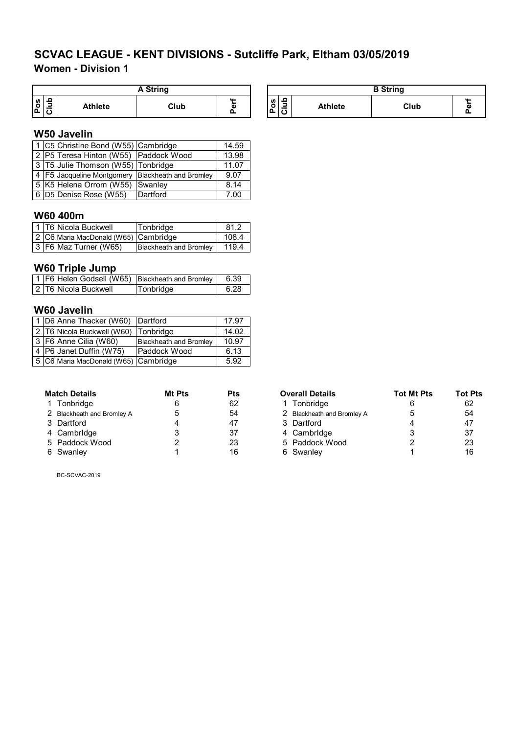# SCVAC LEAGUE - KENT DIVISIONS - Sutcliffe Park, Eltham 03/05/2019

## Women - Division 1

| A String | | | | | | B String | | | | |
|---|---|---|---|---|---|---|---|---|---|---|
| Pos | Club | Athlete | Club | Perf | | Pos | Club | Athlete | Club | Perf |

### W50 Javelin

| Pos | Club | Athlete | Club | Perf |
|---|---|---|---|---|
| 1 | C5 | Christine Bond (W55) | Cambridge | 14.59 |
| 2 | P5 | Teresa Hinton (W55) | Paddock Wood | 13.98 |
| 3 | T5 | Julie Thomson (W55) | Tonbridge | 11.07 |
| 4 | F5 | Jacqueline Montgomery | Blackheath and Bromley | 9.07 |
| 5 | K5 | Helena Orrom (W55) | Swanley | 8.14 |
| 6 | D5 | Denise Rose (W55) | Dartford | 7.00 |

### W60 400m

| Pos | Club | Athlete | Club | Perf |
|---|---|---|---|---|
| 1 | T6 | Nicola Buckwell | Tonbridge | 81.2 |
| 2 | C6 | Maria MacDonald (W65) | Cambridge | 108.4 |
| 3 | F6 | Maz Turner (W65) | Blackheath and Bromley | 119.4 |

### W60 Triple Jump

| Pos | Club | Athlete | Club | Perf |
|---|---|---|---|---|
| 1 | F6 | Helen Godsell (W65) | Blackheath and Bromley | 6.39 |
| 2 | T6 | Nicola Buckwell | Tonbridge | 6.28 |

### W60 Javelin

| Pos | Club | Athlete | Club | Perf |
|---|---|---|---|---|
| 1 | D6 | Anne Thacker (W60) | Dartford | 17.97 |
| 2 | T6 | Nicola Buckwell (W60) | Tonbridge | 14.02 |
| 3 | F6 | Anne Cilia (W60) | Blackheath and Bromley | 10.97 |
| 4 | P6 | Janet Duffin (W75) | Paddock Wood | 6.13 |
| 5 | C6 | Maria MacDonald (W65) | Cambridge | 5.92 |

| Match Details | Mt Pts | Pts |
|---|---|---|
| 1 Tonbridge | 6 | 62 |
| 2 Blackheath and Bromley A | 5 | 54 |
| 3 Dartford | 4 | 47 |
| 4 Cambrldge | 3 | 37 |
| 5 Paddock Wood | 2 | 23 |
| 6 Swanley | 1 | 16 |

| Overall Details | Tot Mt Pts | Tot Pts |
|---|---|---|
| 1 Tonbridge | 6 | 62 |
| 2 Blackheath and Bromley A | 5 | 54 |
| 3 Dartford | 4 | 47 |
| 4 Cambrldge | 3 | 37 |
| 5 Paddock Wood | 2 | 23 |
| 6 Swanley | 1 | 16 |

BC-SCVAC-2019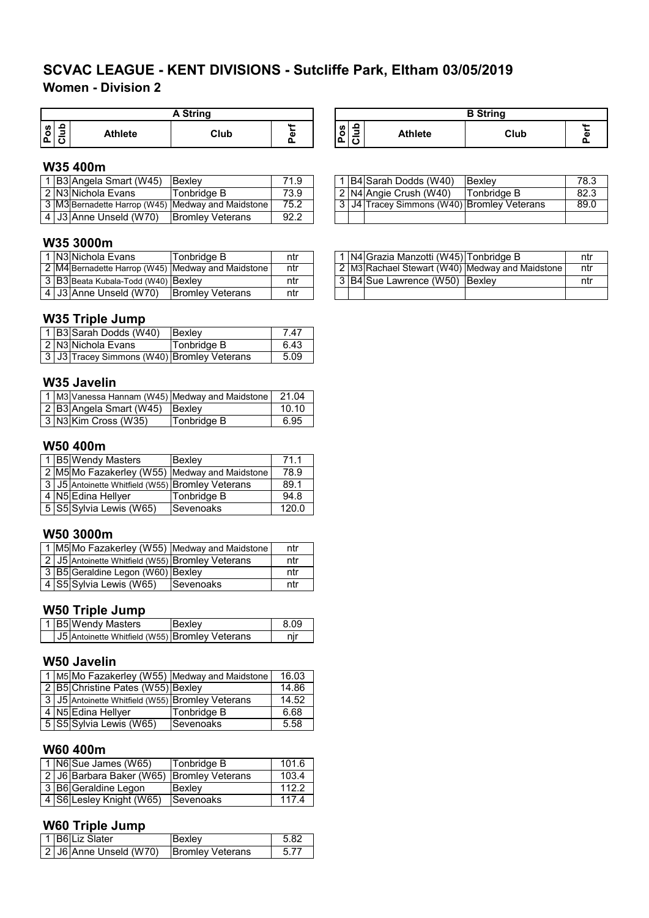# SCVAC LEAGUE - KENT DIVISIONS - Sutcliffe Park, Eltham 03/05/2019

## Women - Division 2

### W35 400m

**A String**

| Pos | Club | Athlete | Club | Perf |
|---|---|---|---|---|
| 1 | B3 | Angela Smart (W45) | Bexley | 71.9 |
| 2 | N3 | Nichola Evans | Tonbridge B | 73.9 |
| 3 | M3 | Bernadette Harrop (W45) | Medway and Maidstone | 75.2 |
| 4 | J3 | Anne Unseld (W70) | Bromley Veterans | 92.2 |

**B String**

| Pos | Club | Athlete | Club | Perf |
|---|---|---|---|---|
| 1 | B4 | Sarah Dodds (W40) | Bexley | 78.3 |
| 2 | N4 | Angie Crush (W40) | Tonbridge B | 82.3 |
| 3 | J4 | Tracey Simmons (W40) | Bromley Veterans | 89.0 |

### W35 3000m

**A String**

| Pos | Club | Athlete | Club | Perf |
|---|---|---|---|---|
| 1 | N3 | Nichola Evans | Tonbridge B | ntr |
| 2 | M4 | Bernadette Harrop (W45) | Medway and Maidstone | ntr |
| 3 | B3 | Beata Kubala-Todd (W40) | Bexley | ntr |
| 4 | J3 | Anne Unseld (W70) | Bromley Veterans | ntr |

**B String**

| Pos | Club | Athlete | Club | Perf |
|---|---|---|---|---|
| 1 | N4 | Grazia Manzotti (W45) | Tonbridge B | ntr |
| 2 | M3 | Rachael Stewart (W40) | Medway and Maidstone | ntr |
| 3 | B4 | Sue Lawrence (W50) | Bexley | ntr |

### W35 Triple Jump

| Pos | Club | Athlete | Club | Perf |
|---|---|---|---|---|
| 1 | B3 | Sarah Dodds (W40) | Bexley | 7.47 |
| 2 | N3 | Nichola Evans | Tonbridge B | 6.43 |
| 3 | J3 | Tracey Simmons (W40) | Bromley Veterans | 5.09 |

### W35 Javelin

| Pos | Club | Athlete | Club | Perf |
|---|---|---|---|---|
| 1 | M3 | Vanessa Hannam (W45) | Medway and Maidstone | 21.04 |
| 2 | B3 | Angela Smart (W45) | Bexley | 10.10 |
| 3 | N3 | Kim Cross (W35) | Tonbridge B | 6.95 |

### W50 400m

| Pos | Club | Athlete | Club | Perf |
|---|---|---|---|---|
| 1 | B5 | Wendy Masters | Bexley | 71.1 |
| 2 | M5 | Mo Fazakerley (W55) | Medway and Maidstone | 78.9 |
| 3 | J5 | Antoinette Whitfield (W55) | Bromley Veterans | 89.1 |
| 4 | N5 | Edina Hellyer | Tonbridge B | 94.8 |
| 5 | S5 | Sylvia Lewis (W65) | Sevenoaks | 120.0 |

### W50 3000m

| Pos | Club | Athlete | Club | Perf |
|---|---|---|---|---|
| 1 | M5 | Mo Fazakerley (W55) | Medway and Maidstone | ntr |
| 2 | J5 | Antoinette Whitfield (W55) | Bromley Veterans | ntr |
| 3 | B5 | Geraldine Legon (W60) | Bexley | ntr |
| 4 | S5 | Sylvia Lewis (W65) | Sevenoaks | ntr |

### W50 Triple Jump

| Pos | Club | Athlete | Club | Perf |
|---|---|---|---|---|
| 1 | B5 | Wendy Masters | Bexley | 8.09 |
| | J5 | Antoinette Whitfield (W55) | Bromley Veterans | njr |

### W50 Javelin

| Pos | Club | Athlete | Club | Perf |
|---|---|---|---|---|
| 1 | M5 | Mo Fazakerley (W55) | Medway and Maidstone | 16.03 |
| 2 | B5 | Christine Pates (W55) | Bexley | 14.86 |
| 3 | J5 | Antoinette Whitfield (W55) | Bromley Veterans | 14.52 |
| 4 | N5 | Edina Hellyer | Tonbridge B | 6.68 |
| 5 | S5 | Sylvia Lewis (W65) | Sevenoaks | 5.58 |

### W60 400m

| Pos | Club | Athlete | Club | Perf |
|---|---|---|---|---|
| 1 | N6 | Sue James (W65) | Tonbridge B | 101.6 |
| 2 | J6 | Barbara Baker (W65) | Bromley Veterans | 103.4 |
| 3 | B6 | Geraldine Legon | Bexley | 112.2 |
| 4 | S6 | Lesley Knight (W65) | Sevenoaks | 117.4 |

### W60 Triple Jump

| Pos | Club | Athlete | Club | Perf |
|---|---|---|---|---|
| 1 | B6 | Liz Slater | Bexley | 5.82 |
| 2 | J6 | Anne Unseld (W70) | Bromley Veterans | 5.77 |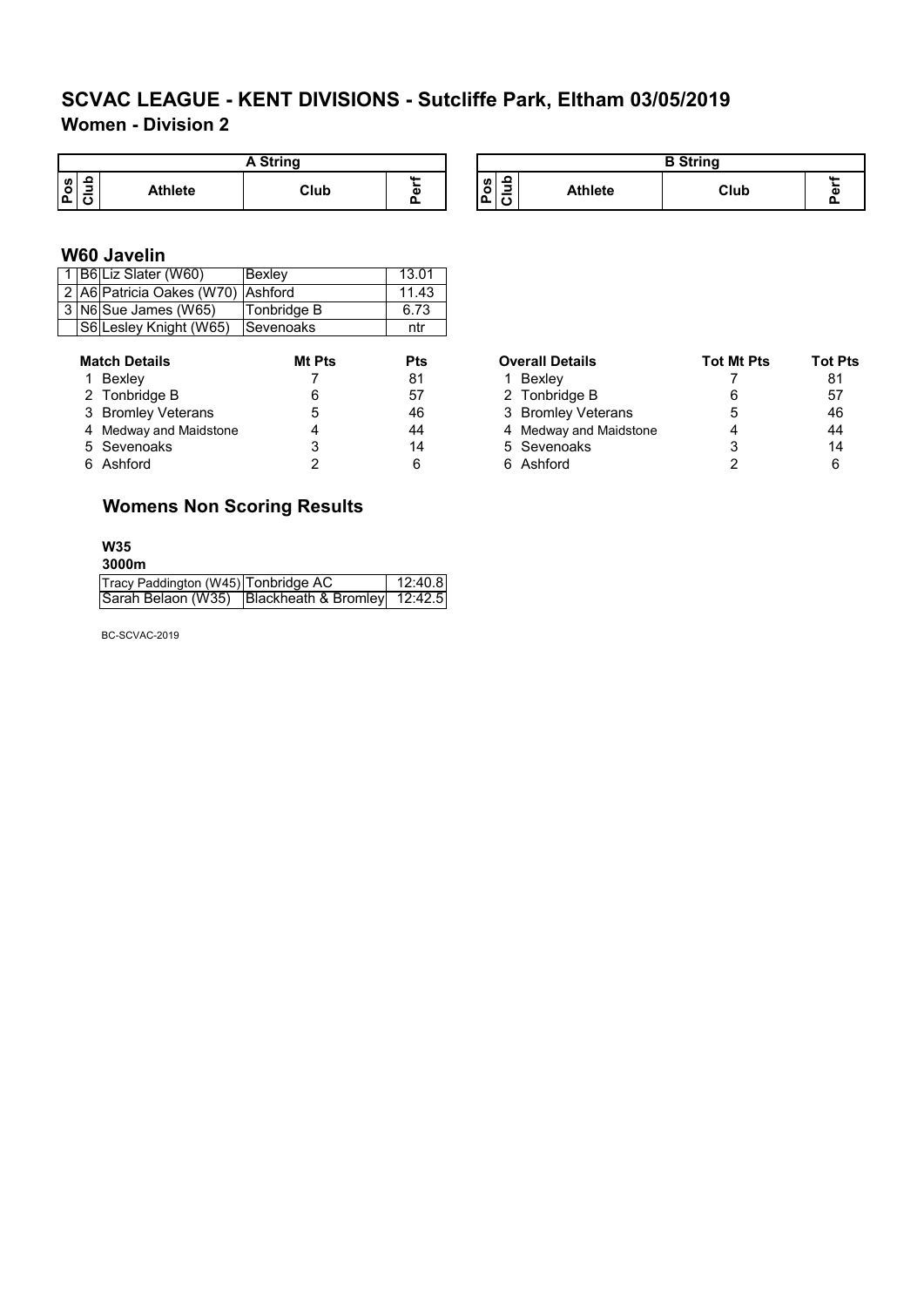# SCVAC LEAGUE - KENT DIVISIONS - Sutcliffe Park, Eltham 03/05/2019

## Women - Division 2

| A String | | | | | B String | | | | |
|---|---|---|---|---|---|---|---|---|---|
| Pos | Club | Athlete | Club | Perf | Pos | Club | Athlete | Club | Perf |

### W60 Javelin

| Pos | Club | Athlete | Club | Perf |
|---|---|---|---|---|
| 1 | B6 | Liz Slater (W60) | Bexley | 13.01 |
| 2 | A6 | Patricia Oakes (W70) | Ashford | 11.43 |
| 3 | N6 | Sue James (W65) | Tonbridge B | 6.73 |
| | S6 | Lesley Knight (W65) | Sevenoaks | ntr |

| Match Details | Mt Pts | Pts |
|---|---|---|
| 1 Bexley | 7 | 81 |
| 2 Tonbridge B | 6 | 57 |
| 3 Bromley Veterans | 5 | 46 |
| 4 Medway and Maidstone | 4 | 44 |
| 5 Sevenoaks | 3 | 14 |
| 6 Ashford | 2 | 6 |

| Overall Details | Tot Mt Pts | Tot Pts |
|---|---|---|
| 1 Bexley | 7 | 81 |
| 2 Tonbridge B | 6 | 57 |
| 3 Bromley Veterans | 5 | 46 |
| 4 Medway and Maidstone | 4 | 44 |
| 5 Sevenoaks | 3 | 14 |
| 6 Ashford | 2 | 6 |

## Womens Non Scoring Results

**W35**

**3000m**

| | | |
|---|---|---|
| Tracy Paddington (W45) | Tonbridge AC | 12:40.8 |
| Sarah Belaon (W35) | Blackheath & Bromley | 12:42.5 |

BC-SCVAC-2019